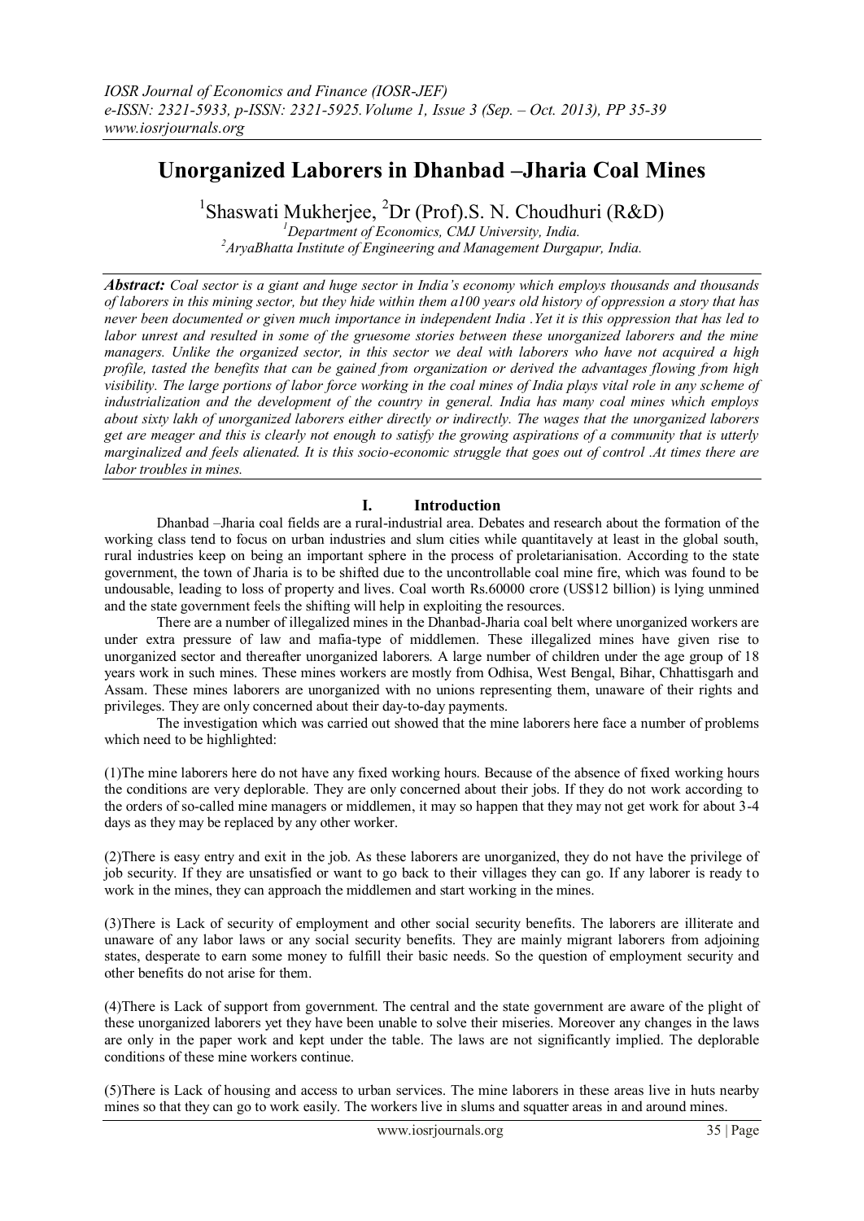# Unorganized Laborers in Dhanbad –Jharia Coal Mines

[1]Shaswati Mukherjee, [2]Dr (Prof).S. N. Choudhuri (R&D)

[1]*Department of Economics, CMJ University, India.*
[2]*AryaBhatta Institute of Engineering and Management Durgapur, India.*

***Abstract:*** *Coal sector is a giant and huge sector in India's economy which employs thousands and thousands of laborers in this mining sector, but they hide within them a100 years old history of oppression a story that has never been documented or given much importance in independent India .Yet it is this oppression that has led to labor unrest and resulted in some of the gruesome stories between these unorganized laborers and the mine managers. Unlike the organized sector, in this sector we deal with laborers who have not acquired a high profile, tasted the benefits that can be gained from organization or derived the advantages flowing from high visibility. The large portions of labor force working in the coal mines of India plays vital role in any scheme of industrialization and the development of the country in general. India has many coal mines which employs about sixty lakh of unorganized laborers either directly or indirectly. The wages that the unorganized laborers get are meager and this is clearly not enough to satisfy the growing aspirations of a community that is utterly marginalized and feels alienated. It is this socio-economic struggle that goes out of control .At times there are labor troubles in mines.*

## I. Introduction

Dhanbad –Jharia coal fields are a rural-industrial area. Debates and research about the formation of the working class tend to focus on urban industries and slum cities while quantitatively at least in the global south, rural industries keep on being an important sphere in the process of proletarianisation. According to the state government, the town of Jharia is to be shifted due to the uncontrollable coal mine fire, which was found to be undousable, leading to loss of property and lives. Coal worth Rs.60000 crore (US$12 billion) is lying unmined and the state government feels the shifting will help in exploiting the resources.

There are a number of illegalized mines in the Dhanbad-Jharia coal belt where unorganized workers are under extra pressure of law and mafia-type of middlemen. These illegalized mines have given rise to unorganized sector and thereafter unorganized laborers. A large number of children under the age group of 18 years work in such mines. These mines workers are mostly from Odhisa, West Bengal, Bihar, Chhattisgarh and Assam. These mines laborers are unorganized with no unions representing them, unaware of their rights and privileges. They are only concerned about their day-to-day payments.

The investigation which was carried out showed that the mine laborers here face a number of problems which need to be highlighted:

(1)The mine laborers here do not have any fixed working hours. Because of the absence of fixed working hours the conditions are very deplorable. They are only concerned about their jobs. If they do not work according to the orders of so-called mine managers or middlemen, it may so happen that they may not get work for about 3-4 days as they may be replaced by any other worker.

(2)There is easy entry and exit in the job. As these laborers are unorganized, they do not have the privilege of job security. If they are unsatisfied or want to go back to their villages they can go. If any laborer is ready to work in the mines, they can approach the middlemen and start working in the mines.

(3)There is Lack of security of employment and other social security benefits. The laborers are illiterate and unaware of any labor laws or any social security benefits. They are mainly migrant laborers from adjoining states, desperate to earn some money to fulfill their basic needs. So the question of employment security and other benefits do not arise for them.

(4)There is Lack of support from government. The central and the state government are aware of the plight of these unorganized laborers yet they have been unable to solve their miseries. Moreover any changes in the laws are only in the paper work and kept under the table. The laws are not significantly implied. The deplorable conditions of these mine workers continue.

(5)There is Lack of housing and access to urban services. The mine laborers in these areas live in huts nearby mines so that they can go to work easily. The workers live in slums and squatter areas in and around mines.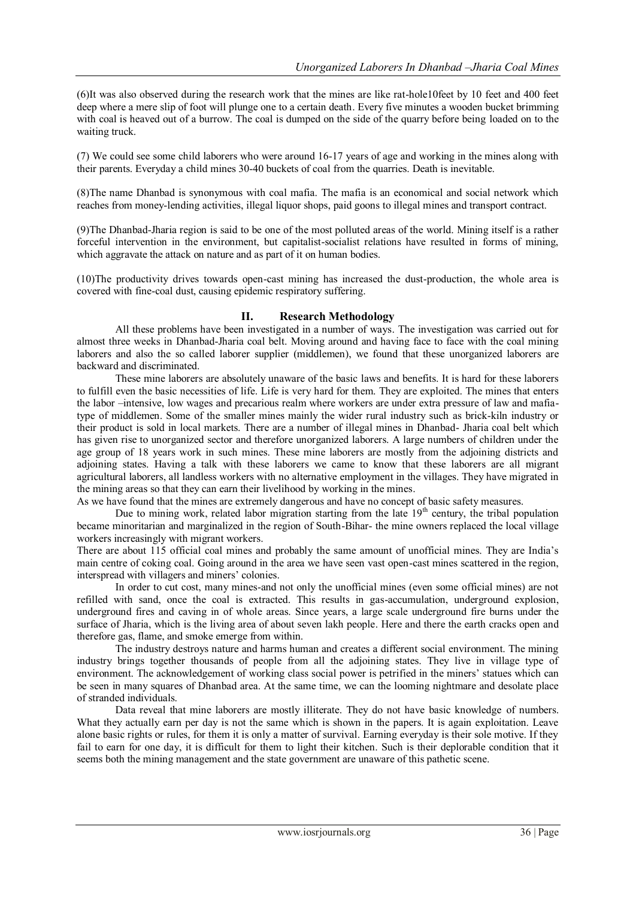(6)It was also observed during the research work that the mines are like rat-hole10feet by 10 feet and 400 feet deep where a mere slip of foot will plunge one to a certain death. Every five minutes a wooden bucket brimming with coal is heaved out of a burrow. The coal is dumped on the side of the quarry before being loaded on to the waiting truck.

(7) We could see some child laborers who were around 16-17 years of age and working in the mines along with their parents. Everyday a child mines 30-40 buckets of coal from the quarries. Death is inevitable.

(8)The name Dhanbad is synonymous with coal mafia. The mafia is an economical and social network which reaches from money-lending activities, illegal liquor shops, paid goons to illegal mines and transport contract.

(9)The Dhanbad-Jharia region is said to be one of the most polluted areas of the world. Mining itself is a rather forceful intervention in the environment, but capitalist-socialist relations have resulted in forms of mining, which aggravate the attack on nature and as part of it on human bodies.

(10)The productivity drives towards open-cast mining has increased the dust-production, the whole area is covered with fine-coal dust, causing epidemic respiratory suffering.

## II. Research Methodology

All these problems have been investigated in a number of ways. The investigation was carried out for almost three weeks in Dhanbad-Jharia coal belt. Moving around and having face to face with the coal mining laborers and also the so called laborer supplier (middlemen), we found that these unorganized laborers are backward and discriminated.

These mine laborers are absolutely unaware of the basic laws and benefits. It is hard for these laborers to fulfill even the basic necessities of life. Life is very hard for them. They are exploited. The mines that enters the labor –intensive, low wages and precarious realm where workers are under extra pressure of law and mafia-type of middlemen. Some of the smaller mines mainly the wider rural industry such as brick-kiln industry or their product is sold in local markets. There are a number of illegal mines in Dhanbad- Jharia coal belt which has given rise to unorganized sector and therefore unorganized laborers. A large numbers of children under the age group of 18 years work in such mines. These mine laborers are mostly from the adjoining districts and adjoining states. Having a talk with these laborers we came to know that these laborers are all migrant agricultural laborers, all landless workers with no alternative employment in the villages. They have migrated in the mining areas so that they can earn their livelihood by working in the mines.
As we have found that the mines are extremely dangerous and have no concept of basic safety measures.

Due to mining work, related labor migration starting from the late 19th century, the tribal population became minoritarian and marginalized in the region of South-Bihar- the mine owners replaced the local village workers increasingly with migrant workers.
There are about 115 official coal mines and probably the same amount of unofficial mines. They are India's main centre of coking coal. Going around in the area we have seen vast open-cast mines scattered in the region, interspread with villagers and miners' colonies.

In order to cut cost, many mines-and not only the unofficial mines (even some official mines) are not refilled with sand, once the coal is extracted. This results in gas-accumulation, underground explosion, underground fires and caving in of whole areas. Since years, a large scale underground fire burns under the surface of Jharia, which is the living area of about seven lakh people. Here and there the earth cracks open and therefore gas, flame, and smoke emerge from within.

The industry destroys nature and harms human and creates a different social environment. The mining industry brings together thousands of people from all the adjoining states. They live in village type of environment. The acknowledgement of working class social power is petrified in the miners' statues which can be seen in many squares of Dhanbad area. At the same time, we can the looming nightmare and desolate place of stranded individuals.

Data reveal that mine laborers are mostly illiterate. They do not have basic knowledge of numbers. What they actually earn per day is not the same which is shown in the papers. It is again exploitation. Leave alone basic rights or rules, for them it is only a matter of survival. Earning everyday is their sole motive. If they fail to earn for one day, it is difficult for them to light their kitchen. Such is their deplorable condition that it seems both the mining management and the state government are unaware of this pathetic scene.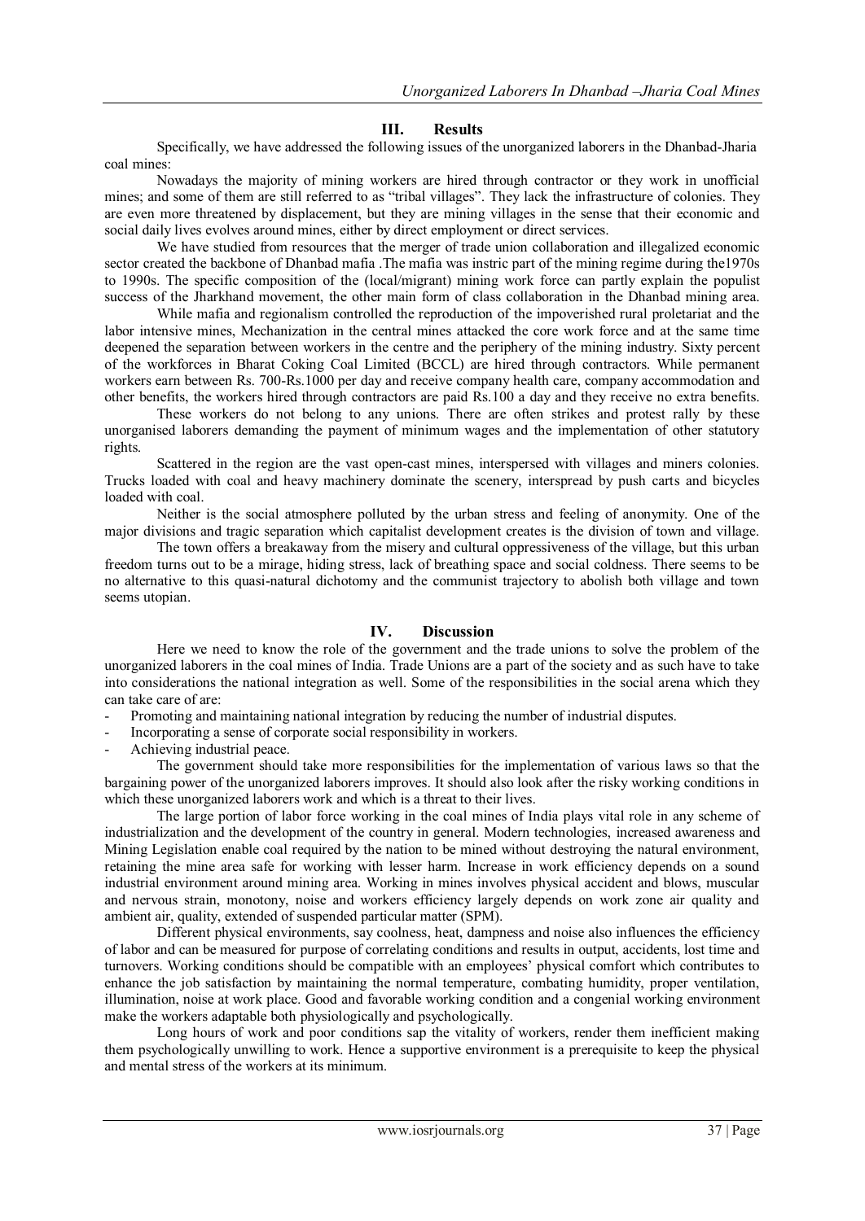## III. Results

Specifically, we have addressed the following issues of the unorganized laborers in the Dhanbad-Jharia coal mines:

Nowadays the majority of mining workers are hired through contractor or they work in unofficial mines; and some of them are still referred to as "tribal villages". They lack the infrastructure of colonies. They are even more threatened by displacement, but they are mining villages in the sense that their economic and social daily lives evolves around mines, either by direct employment or direct services.

We have studied from resources that the merger of trade union collaboration and illegalized economic sector created the backbone of Dhanbad mafia .The mafia was instric part of the mining regime during the1970s to 1990s. The specific composition of the (local/migrant) mining work force can partly explain the populist success of the Jharkhand movement, the other main form of class collaboration in the Dhanbad mining area.

While mafia and regionalism controlled the reproduction of the impoverished rural proletariat and the labor intensive mines, Mechanization in the central mines attacked the core work force and at the same time deepened the separation between workers in the centre and the periphery of the mining industry. Sixty percent of the workforces in Bharat Coking Coal Limited (BCCL) are hired through contractors. While permanent workers earn between Rs. 700-Rs.1000 per day and receive company health care, company accommodation and other benefits, the workers hired through contractors are paid Rs.100 a day and they receive no extra benefits.

These workers do not belong to any unions. There are often strikes and protest rally by these unorganised laborers demanding the payment of minimum wages and the implementation of other statutory rights.

Scattered in the region are the vast open-cast mines, interspersed with villages and miners colonies. Trucks loaded with coal and heavy machinery dominate the scenery, interspread by push carts and bicycles loaded with coal.

Neither is the social atmosphere polluted by the urban stress and feeling of anonymity. One of the major divisions and tragic separation which capitalist development creates is the division of town and village.

The town offers a breakaway from the misery and cultural oppressiveness of the village, but this urban freedom turns out to be a mirage, hiding stress, lack of breathing space and social coldness. There seems to be no alternative to this quasi-natural dichotomy and the communist trajectory to abolish both village and town seems utopian.

## IV. Discussion

Here we need to know the role of the government and the trade unions to solve the problem of the unorganized laborers in the coal mines of India. Trade Unions are a part of the society and as such have to take into considerations the national integration as well. Some of the responsibilities in the social arena which they can take care of are:

- Promoting and maintaining national integration by reducing the number of industrial disputes.
- Incorporating a sense of corporate social responsibility in workers.
- Achieving industrial peace.

The government should take more responsibilities for the implementation of various laws so that the bargaining power of the unorganized laborers improves. It should also look after the risky working conditions in which these unorganized laborers work and which is a threat to their lives.

The large portion of labor force working in the coal mines of India plays vital role in any scheme of industrialization and the development of the country in general. Modern technologies, increased awareness and Mining Legislation enable coal required by the nation to be mined without destroying the natural environment, retaining the mine area safe for working with lesser harm. Increase in work efficiency depends on a sound industrial environment around mining area. Working in mines involves physical accident and blows, muscular and nervous strain, monotony, noise and workers efficiency largely depends on work zone air quality and ambient air, quality, extended of suspended particular matter (SPM).

Different physical environments, say coolness, heat, dampness and noise also influences the efficiency of labor and can be measured for purpose of correlating conditions and results in output, accidents, lost time and turnovers. Working conditions should be compatible with an employees' physical comfort which contributes to enhance the job satisfaction by maintaining the normal temperature, combating humidity, proper ventilation, illumination, noise at work place. Good and favorable working condition and a congenial working environment make the workers adaptable both physiologically and psychologically.

Long hours of work and poor conditions sap the vitality of workers, render them inefficient making them psychologically unwilling to work. Hence a supportive environment is a prerequisite to keep the physical and mental stress of the workers at its minimum.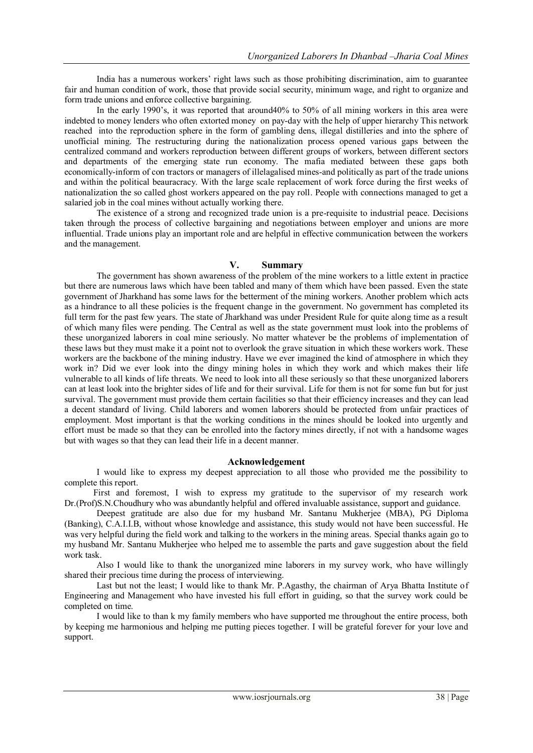India has a numerous workers' right laws such as those prohibiting discrimination, aim to guarantee fair and human condition of work, those that provide social security, minimum wage, and right to organize and form trade unions and enforce collective bargaining.

In the early 1990's, it was reported that around40% to 50% of all mining workers in this area were indebted to money lenders who often extorted money on pay-day with the help of upper hierarchy This network reached into the reproduction sphere in the form of gambling dens, illegal distilleries and into the sphere of unofficial mining. The restructuring during the nationalization process opened various gaps between the centralized command and workers reproduction between different groups of workers, between different sectors and departments of the emerging state run economy. The mafia mediated between these gaps both economically-inform of con tractors or managers of illelagalised mines-and politically as part of the trade unions and within the political beauracracy. With the large scale replacement of work force during the first weeks of nationalization the so called ghost workers appeared on the pay roll. People with connections managed to get a salaried job in the coal mines without actually working there.

The existence of a strong and recognized trade union is a pre-requisite to industrial peace. Decisions taken through the process of collective bargaining and negotiations between employer and unions are more influential. Trade unions play an important role and are helpful in effective communication between the workers and the management.

## V. Summary

The government has shown awareness of the problem of the mine workers to a little extent in practice but there are numerous laws which have been tabled and many of them which have been passed. Even the state government of Jharkhand has some laws for the betterment of the mining workers. Another problem which acts as a hindrance to all these policies is the frequent change in the government. No government has completed its full term for the past few years. The state of Jharkhand was under President Rule for quite along time as a result of which many files were pending. The Central as well as the state government must look into the problems of these unorganized laborers in coal mine seriously. No matter whatever be the problems of implementation of these laws but they must make it a point not to overlook the grave situation in which these workers work. These workers are the backbone of the mining industry. Have we ever imagined the kind of atmosphere in which they work in? Did we ever look into the dingy mining holes in which they work and which makes their life vulnerable to all kinds of life threats. We need to look into all these seriously so that these unorganized laborers can at least look into the brighter sides of life and for their survival. Life for them is not for some fun but for just survival. The government must provide them certain facilities so that their efficiency increases and they can lead a decent standard of living. Child laborers and women laborers should be protected from unfair practices of employment. Most important is that the working conditions in the mines should be looked into urgently and effort must be made so that they can be enrolled into the factory mines directly, if not with a handsome wages but with wages so that they can lead their life in a decent manner.

## Acknowledgement

I would like to express my deepest appreciation to all those who provided me the possibility to complete this report.

First and foremost, I wish to express my gratitude to the supervisor of my research work Dr.(Prof)S.N.Choudhury who was abundantly helpful and offered invaluable assistance, support and guidance.

Deepest gratitude are also due for my husband Mr. Santanu Mukherjee (MBA), PG Diploma (Banking), C.A.I.I.B, without whose knowledge and assistance, this study would not have been successful. He was very helpful during the field work and talking to the workers in the mining areas. Special thanks again go to my husband Mr. Santanu Mukherjee who helped me to assemble the parts and gave suggestion about the field work task.

Also I would like to thank the unorganized mine laborers in my survey work, who have willingly shared their precious time during the process of interviewing.

Last but not the least; I would like to thank Mr. P.Agasthy, the chairman of Arya Bhatta Institute of Engineering and Management who have invested his full effort in guiding, so that the survey work could be completed on time.

I would like to than k my family members who have supported me throughout the entire process, both by keeping me harmonious and helping me putting pieces together. I will be grateful forever for your love and support.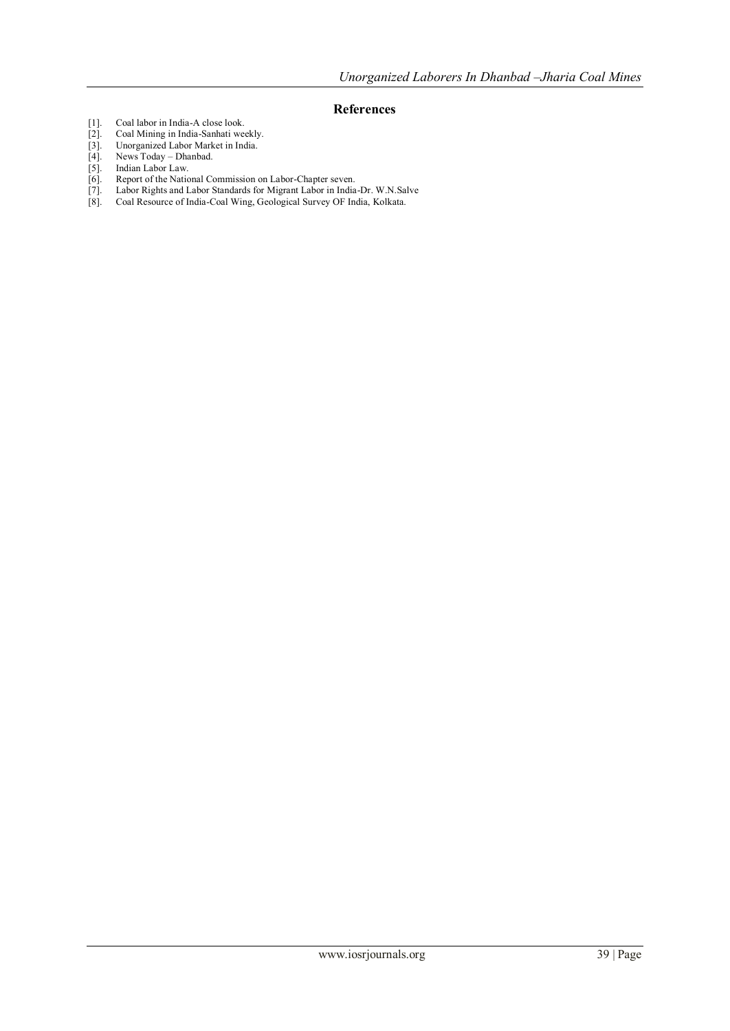## References

[1]. Coal labor in India-A close look.
[2]. Coal Mining in India-Sanhati weekly.
[3]. Unorganized Labor Market in India.
[4]. News Today – Dhanbad.
[5]. Indian Labor Law.
[6]. Report of the National Commission on Labor-Chapter seven.
[7]. Labor Rights and Labor Standards for Migrant Labor in India-Dr. W.N.Salve
[8]. Coal Resource of India-Coal Wing, Geological Survey OF India, Kolkata.